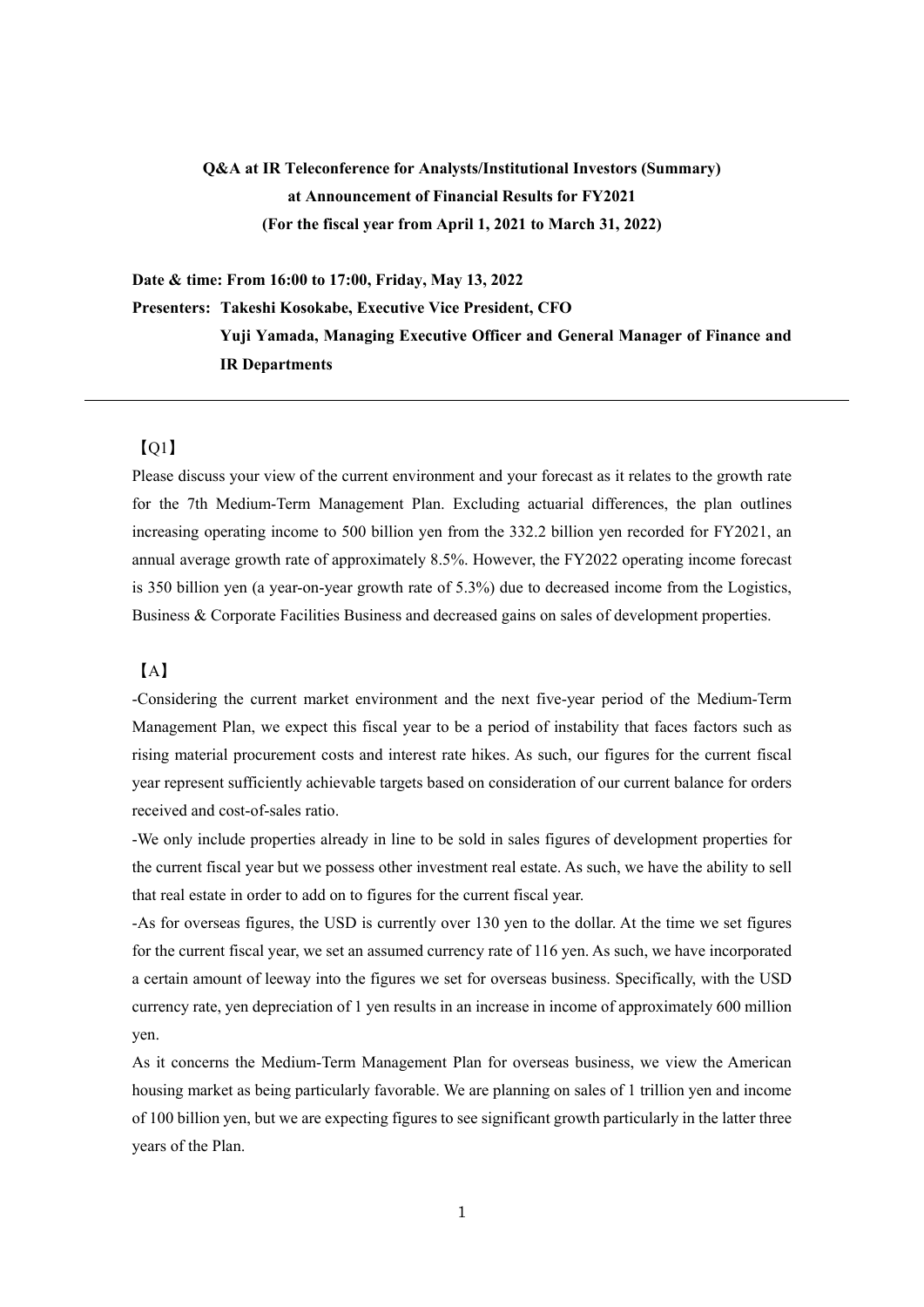**Q&A at IR Teleconference for Analysts/Institutional Investors (Summary)**
**at Announcement of Financial Results for FY2021**
**(For the fiscal year from April 1, 2021 to March 31, 2022)**

**Date & time: From 16:00 to 17:00, Friday, May 13, 2022**
**Presenters: Takeshi Kosokabe, Executive Vice President, CFO**
**Yuji Yamada, Managing Executive Officer and General Manager of Finance and IR Departments**

---

【Q1】

Please discuss your view of the current environment and your forecast as it relates to the growth rate for the 7th Medium-Term Management Plan. Excluding actuarial differences, the plan outlines increasing operating income to 500 billion yen from the 332.2 billion yen recorded for FY2021, an annual average growth rate of approximately 8.5%. However, the FY2022 operating income forecast is 350 billion yen (a year-on-year growth rate of 5.3%) due to decreased income from the Logistics, Business & Corporate Facilities Business and decreased gains on sales of development properties.

【A】

-Considering the current market environment and the next five-year period of the Medium-Term Management Plan, we expect this fiscal year to be a period of instability that faces factors such as rising material procurement costs and interest rate hikes. As such, our figures for the current fiscal year represent sufficiently achievable targets based on consideration of our current balance for orders received and cost-of-sales ratio.

-We only include properties already in line to be sold in sales figures of development properties for the current fiscal year but we possess other investment real estate. As such, we have the ability to sell that real estate in order to add on to figures for the current fiscal year.

-As for overseas figures, the USD is currently over 130 yen to the dollar. At the time we set figures for the current fiscal year, we set an assumed currency rate of 116 yen. As such, we have incorporated a certain amount of leeway into the figures we set for overseas business. Specifically, with the USD currency rate, yen depreciation of 1 yen results in an increase in income of approximately 600 million yen.

As it concerns the Medium-Term Management Plan for overseas business, we view the American housing market as being particularly favorable. We are planning on sales of 1 trillion yen and income of 100 billion yen, but we are expecting figures to see significant growth particularly in the latter three years of the Plan.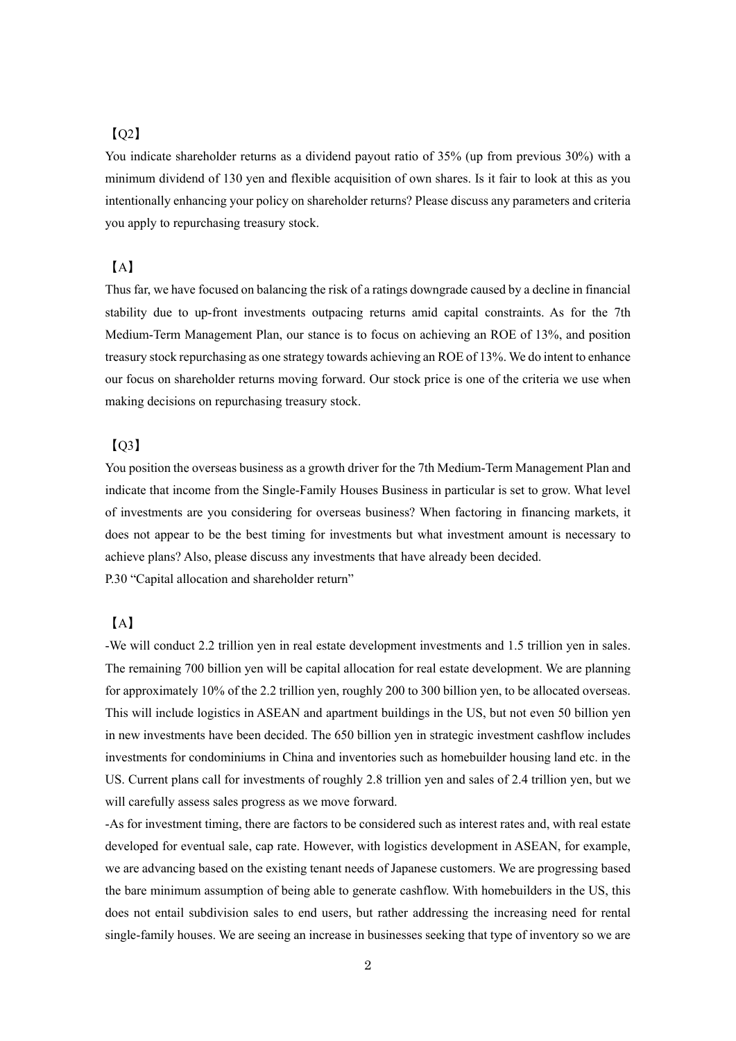【Q2】

You indicate shareholder returns as a dividend payout ratio of 35% (up from previous 30%) with a minimum dividend of 130 yen and flexible acquisition of own shares. Is it fair to look at this as you intentionally enhancing your policy on shareholder returns? Please discuss any parameters and criteria you apply to repurchasing treasury stock.

【A】

Thus far, we have focused on balancing the risk of a ratings downgrade caused by a decline in financial stability due to up-front investments outpacing returns amid capital constraints. As for the 7th Medium-Term Management Plan, our stance is to focus on achieving an ROE of 13%, and position treasury stock repurchasing as one strategy towards achieving an ROE of 13%. We do intent to enhance our focus on shareholder returns moving forward. Our stock price is one of the criteria we use when making decisions on repurchasing treasury stock.

【Q3】

You position the overseas business as a growth driver for the 7th Medium-Term Management Plan and indicate that income from the Single-Family Houses Business in particular is set to grow. What level of investments are you considering for overseas business? When factoring in financing markets, it does not appear to be the best timing for investments but what investment amount is necessary to achieve plans? Also, please discuss any investments that have already been decided.
P.30 "Capital allocation and shareholder return"

【A】

-We will conduct 2.2 trillion yen in real estate development investments and 1.5 trillion yen in sales. The remaining 700 billion yen will be capital allocation for real estate development. We are planning for approximately 10% of the 2.2 trillion yen, roughly 200 to 300 billion yen, to be allocated overseas. This will include logistics in ASEAN and apartment buildings in the US, but not even 50 billion yen in new investments have been decided. The 650 billion yen in strategic investment cashflow includes investments for condominiums in China and inventories such as homebuilder housing land etc. in the US. Current plans call for investments of roughly 2.8 trillion yen and sales of 2.4 trillion yen, but we will carefully assess sales progress as we move forward.
-As for investment timing, there are factors to be considered such as interest rates and, with real estate developed for eventual sale, cap rate. However, with logistics development in ASEAN, for example, we are advancing based on the existing tenant needs of Japanese customers. We are progressing based the bare minimum assumption of being able to generate cashflow. With homebuilders in the US, this does not entail subdivision sales to end users, but rather addressing the increasing need for rental single-family houses. We are seeing an increase in businesses seeking that type of inventory so we are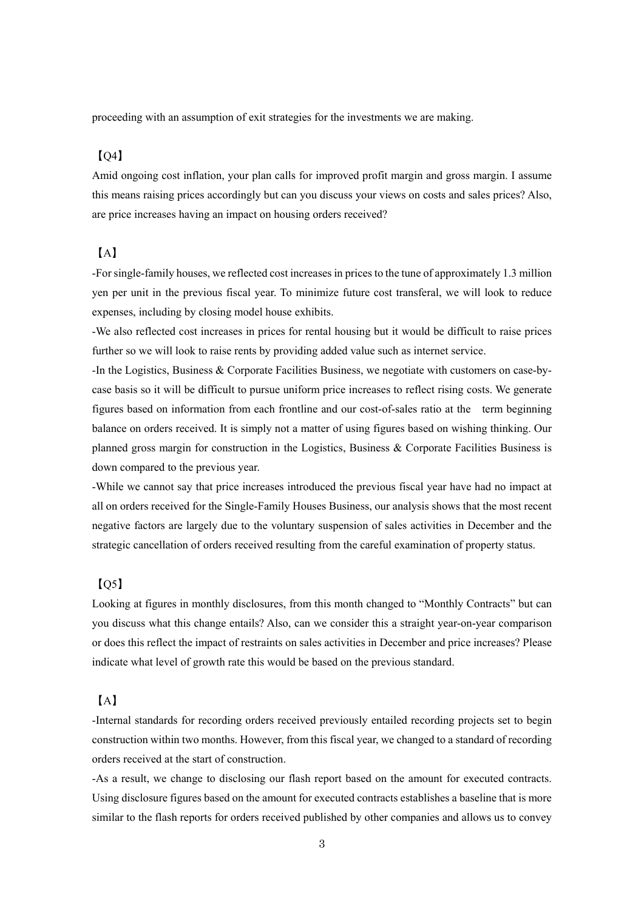proceeding with an assumption of exit strategies for the investments we are making.

【Q4】

Amid ongoing cost inflation, your plan calls for improved profit margin and gross margin. I assume this means raising prices accordingly but can you discuss your views on costs and sales prices? Also, are price increases having an impact on housing orders received?

【A】

-For single-family houses, we reflected cost increases in prices to the tune of approximately 1.3 million yen per unit in the previous fiscal year. To minimize future cost transferal, we will look to reduce expenses, including by closing model house exhibits.

-We also reflected cost increases in prices for rental housing but it would be difficult to raise prices further so we will look to raise rents by providing added value such as internet service.

-In the Logistics, Business & Corporate Facilities Business, we negotiate with customers on case-by-case basis so it will be difficult to pursue uniform price increases to reflect rising costs. We generate figures based on information from each frontline and our cost-of-sales ratio at the term beginning balance on orders received. It is simply not a matter of using figures based on wishing thinking. Our planned gross margin for construction in the Logistics, Business & Corporate Facilities Business is down compared to the previous year.

-While we cannot say that price increases introduced the previous fiscal year have had no impact at all on orders received for the Single-Family Houses Business, our analysis shows that the most recent negative factors are largely due to the voluntary suspension of sales activities in December and the strategic cancellation of orders received resulting from the careful examination of property status.

【Q5】

Looking at figures in monthly disclosures, from this month changed to "Monthly Contracts" but can you discuss what this change entails? Also, can we consider this a straight year-on-year comparison or does this reflect the impact of restraints on sales activities in December and price increases? Please indicate what level of growth rate this would be based on the previous standard.

【A】

-Internal standards for recording orders received previously entailed recording projects set to begin construction within two months. However, from this fiscal year, we changed to a standard of recording orders received at the start of construction.

-As a result, we change to disclosing our flash report based on the amount for executed contracts. Using disclosure figures based on the amount for executed contracts establishes a baseline that is more similar to the flash reports for orders received published by other companies and allows us to convey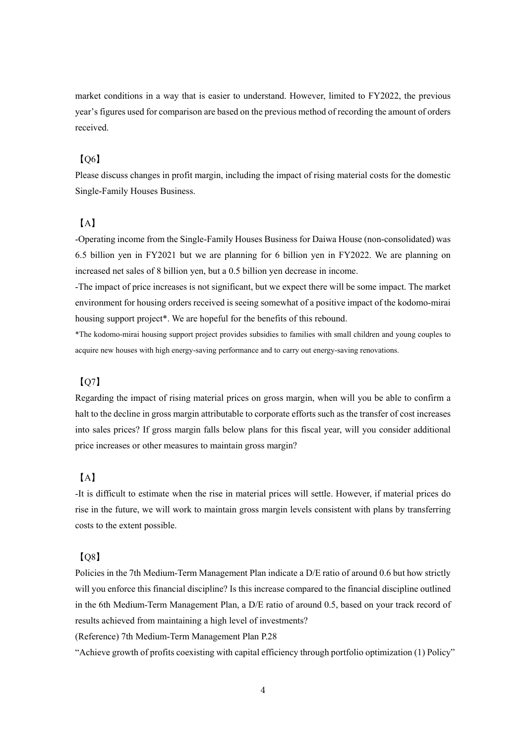market conditions in a way that is easier to understand. However, limited to FY2022, the previous year's figures used for comparison are based on the previous method of recording the amount of orders received.

【Q6】

Please discuss changes in profit margin, including the impact of rising material costs for the domestic Single-Family Houses Business.

【A】

-Operating income from the Single-Family Houses Business for Daiwa House (non-consolidated) was 6.5 billion yen in FY2021 but we are planning for 6 billion yen in FY2022. We are planning on increased net sales of 8 billion yen, but a 0.5 billion yen decrease in income.

-The impact of price increases is not significant, but we expect there will be some impact. The market environment for housing orders received is seeing somewhat of a positive impact of the kodomo-mirai housing support project*. We are hopeful for the benefits of this rebound.

*The kodomo-mirai housing support project provides subsidies to families with small children and young couples to acquire new houses with high energy-saving performance and to carry out energy-saving renovations.

【Q7】

Regarding the impact of rising material prices on gross margin, when will you be able to confirm a halt to the decline in gross margin attributable to corporate efforts such as the transfer of cost increases into sales prices? If gross margin falls below plans for this fiscal year, will you consider additional price increases or other measures to maintain gross margin?

【A】

-It is difficult to estimate when the rise in material prices will settle. However, if material prices do rise in the future, we will work to maintain gross margin levels consistent with plans by transferring costs to the extent possible.

【Q8】

Policies in the 7th Medium-Term Management Plan indicate a D/E ratio of around 0.6 but how strictly will you enforce this financial discipline? Is this increase compared to the financial discipline outlined in the 6th Medium-Term Management Plan, a D/E ratio of around 0.5, based on your track record of results achieved from maintaining a high level of investments?

(Reference) 7th Medium-Term Management Plan P.28

"Achieve growth of profits coexisting with capital efficiency through portfolio optimization (1) Policy"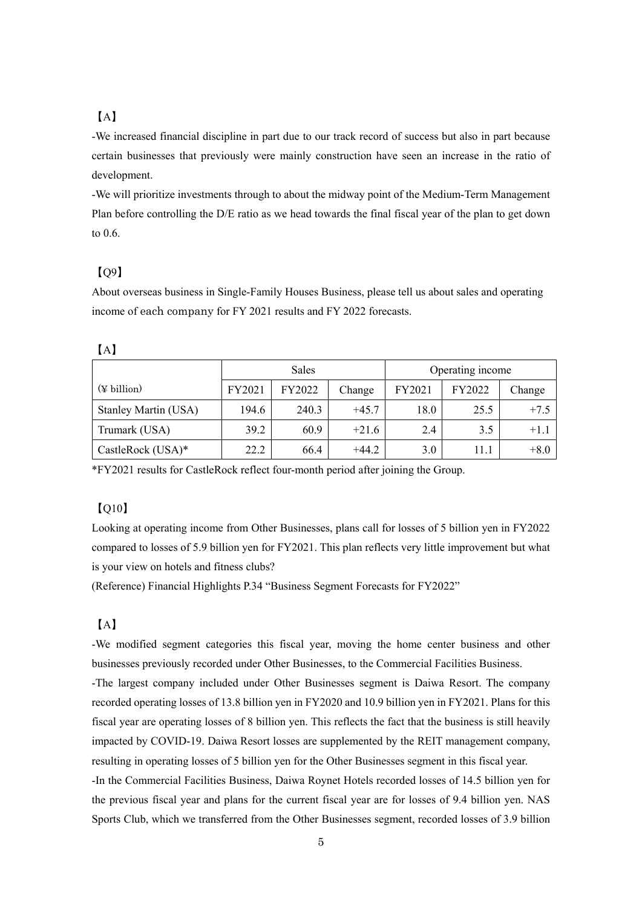【A】

-We increased financial discipline in part due to our track record of success but also in part because certain businesses that previously were mainly construction have seen an increase in the ratio of development.

-We will prioritize investments through to about the midway point of the Medium-Term Management Plan before controlling the D/E ratio as we head towards the final fiscal year of the plan to get down to 0.6.

【Q9】

About overseas business in Single-Family Houses Business, please tell us about sales and operating income of each company for FY 2021 results and FY 2022 forecasts.

【A】

| | Sales | | | Operating income | | |
|---|---|---|---|---|---|---|
| (¥ billion) | FY2021 | FY2022 | Change | FY2021 | FY2022 | Change |
| Stanley Martin (USA) | 194.6 | 240.3 | +45.7 | 18.0 | 25.5 | +7.5 |
| Trumark (USA) | 39.2 | 60.9 | +21.6 | 2.4 | 3.5 | +1.1 |
| CastleRock (USA)* | 22.2 | 66.4 | +44.2 | 3.0 | 11.1 | +8.0 |

*FY2021 results for CastleRock reflect four-month period after joining the Group.

【Q10】

Looking at operating income from Other Businesses, plans call for losses of 5 billion yen in FY2022 compared to losses of 5.9 billion yen for FY2021. This plan reflects very little improvement but what is your view on hotels and fitness clubs?

(Reference) Financial Highlights P.34 "Business Segment Forecasts for FY2022"

【A】

-We modified segment categories this fiscal year, moving the home center business and other businesses previously recorded under Other Businesses, to the Commercial Facilities Business.

-The largest company included under Other Businesses segment is Daiwa Resort. The company recorded operating losses of 13.8 billion yen in FY2020 and 10.9 billion yen in FY2021. Plans for this fiscal year are operating losses of 8 billion yen. This reflects the fact that the business is still heavily impacted by COVID-19. Daiwa Resort losses are supplemented by the REIT management company, resulting in operating losses of 5 billion yen for the Other Businesses segment in this fiscal year.

-In the Commercial Facilities Business, Daiwa Roynet Hotels recorded losses of 14.5 billion yen for the previous fiscal year and plans for the current fiscal year are for losses of 9.4 billion yen. NAS Sports Club, which we transferred from the Other Businesses segment, recorded losses of 3.9 billion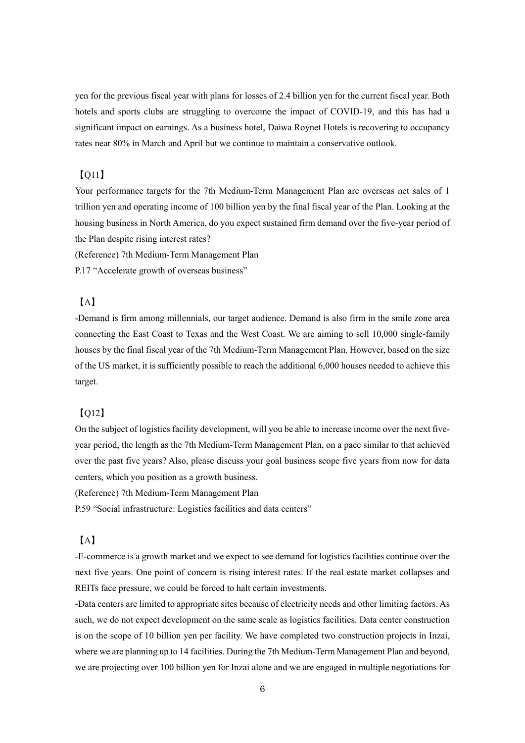yen for the previous fiscal year with plans for losses of 2.4 billion yen for the current fiscal year. Both hotels and sports clubs are struggling to overcome the impact of COVID-19, and this has had a significant impact on earnings. As a business hotel, Daiwa Roynet Hotels is recovering to occupancy rates near 80% in March and April but we continue to maintain a conservative outlook.

【Q11】

Your performance targets for the 7th Medium-Term Management Plan are overseas net sales of 1 trillion yen and operating income of 100 billion yen by the final fiscal year of the Plan. Looking at the housing business in North America, do you expect sustained firm demand over the five-year period of the Plan despite rising interest rates?

(Reference) 7th Medium-Term Management Plan

P.17 "Accelerate growth of overseas business"

【A】

-Demand is firm among millennials, our target audience. Demand is also firm in the smile zone area connecting the East Coast to Texas and the West Coast. We are aiming to sell 10,000 single-family houses by the final fiscal year of the 7th Medium-Term Management Plan. However, based on the size of the US market, it is sufficiently possible to reach the additional 6,000 houses needed to achieve this target.

【Q12】

On the subject of logistics facility development, will you be able to increase income over the next five-year period, the length as the 7th Medium-Term Management Plan, on a pace similar to that achieved over the past five years? Also, please discuss your goal business scope five years from now for data centers, which you position as a growth business.

(Reference) 7th Medium-Term Management Plan

P.59 "Social infrastructure: Logistics facilities and data centers"

【A】

-E-commerce is a growth market and we expect to see demand for logistics facilities continue over the next five years. One point of concern is rising interest rates. If the real estate market collapses and REITs face pressure, we could be forced to halt certain investments.

-Data centers are limited to appropriate sites because of electricity needs and other limiting factors. As such, we do not expect development on the same scale as logistics facilities. Data center construction is on the scope of 10 billion yen per facility. We have completed two construction projects in Inzai, where we are planning up to 14 facilities. During the 7th Medium-Term Management Plan and beyond, we are projecting over 100 billion yen for Inzai alone and we are engaged in multiple negotiations for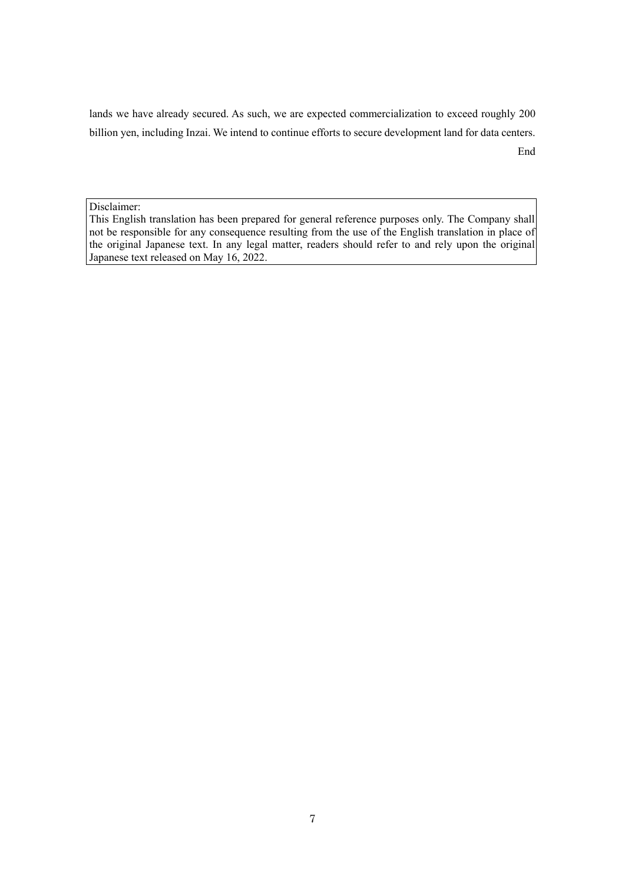lands we have already secured. As such, we are expected commercialization to exceed roughly 200 billion yen, including Inzai. We intend to continue efforts to secure development land for data centers.

End

Disclaimer:
This English translation has been prepared for general reference purposes only. The Company shall not be responsible for any consequence resulting from the use of the English translation in place of the original Japanese text. In any legal matter, readers should refer to and rely upon the original Japanese text released on May 16, 2022.